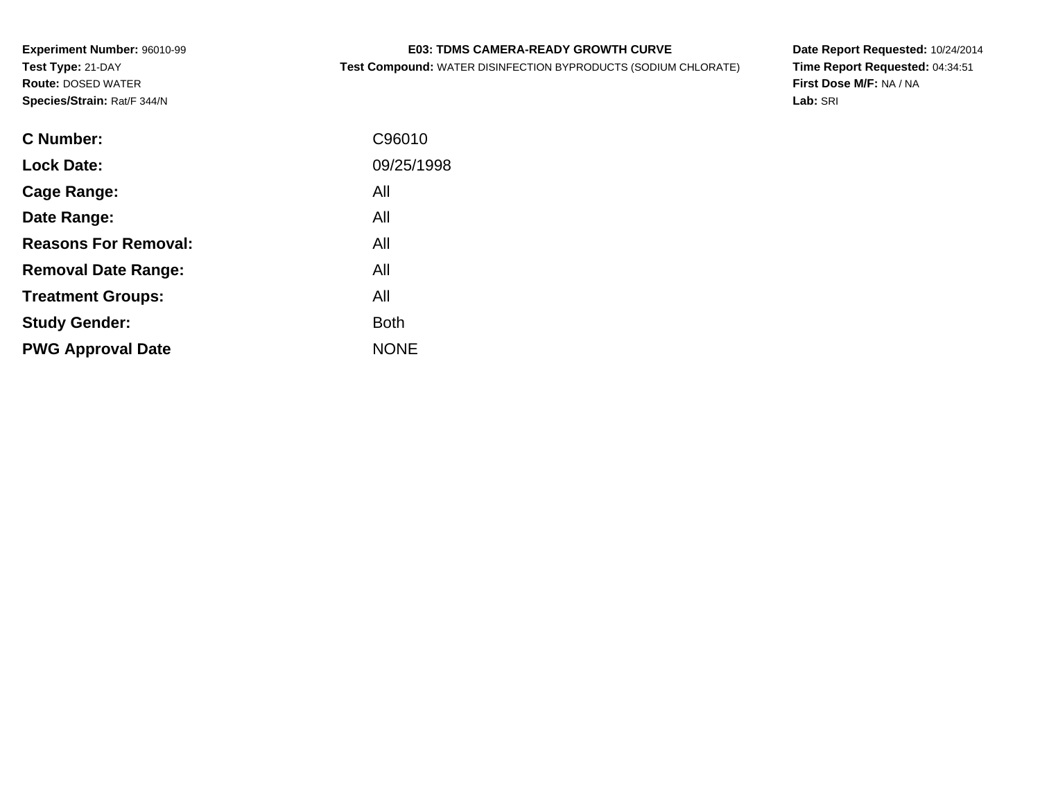**Experiment Number:** 96010-99
**Test Type:** 21-DAY
**Route:** DOSED WATER
**Species/Strain:** Rat/F 344/N

**E03: TDMS CAMERA-READY GROWTH CURVE**
**Test Compound:** WATER DISINFECTION BYPRODUCTS (SODIUM CHLORATE)

**Date Report Requested:** 10/24/2014
**Time Report Requested:** 04:34:51
**First Dose M/F:** NA / NA
**Lab:** SRI

| | |
|---|---|
| **C Number:** | C96010 |
| **Lock Date:** | 09/25/1998 |
| **Cage Range:** | All |
| **Date Range:** | All |
| **Reasons For Removal:** | All |
| **Removal Date Range:** | All |
| **Treatment Groups:** | All |
| **Study Gender:** | Both |
| **PWG Approval Date** | NONE |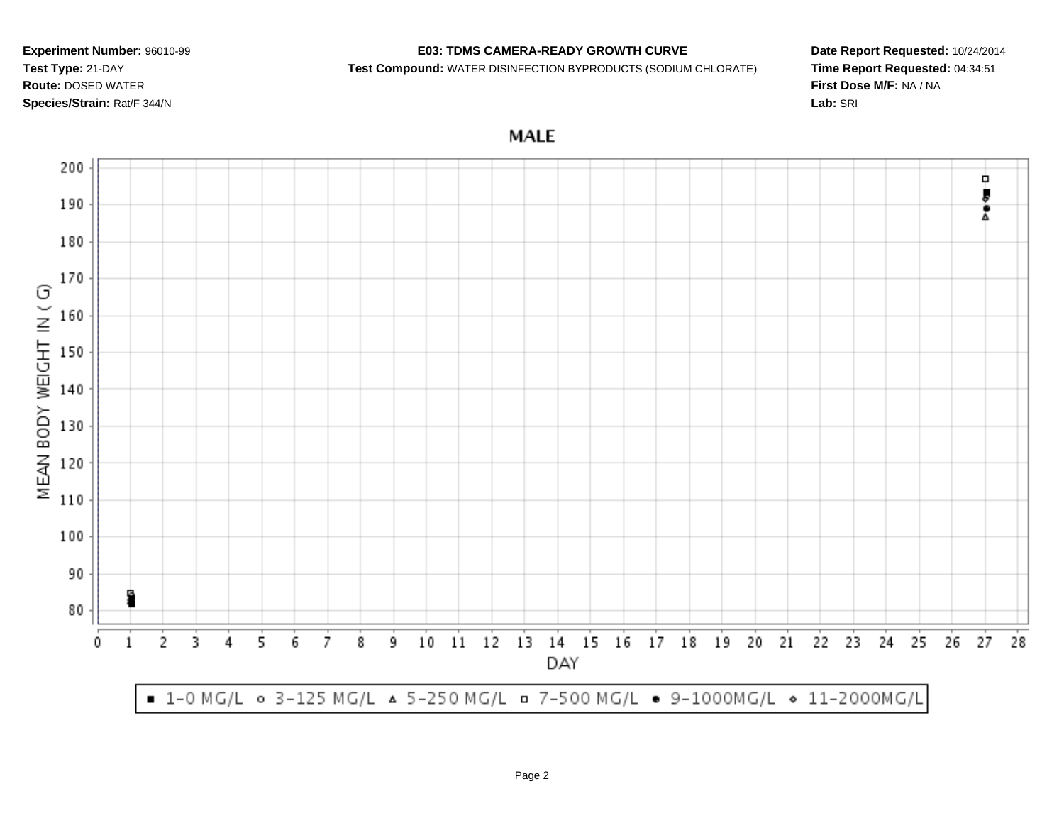**Experiment Number:** 96010-99
**Test Type:** 21-DAY
**Route:** DOSED WATER
**Species/Strain:** Rat/F 344/N

**E03: TDMS CAMERA-READY GROWTH CURVE**
**Test Compound:** WATER DISINFECTION BYPRODUCTS (SODIUM CHLORATE)

**Date Report Requested:** 10/24/2014
**Time Report Requested:** 04:34:51
**First Dose M/F:** NA / NA
**Lab:** SRI

MALE

MEAN BODY WEIGHT IN ( G)

DAY

■ 1-0 MG/L ○ 3-125 MG/L △ 5-250 MG/L □ 7-500 MG/L ● 9-1000MG/L ◇ 11-2000MG/L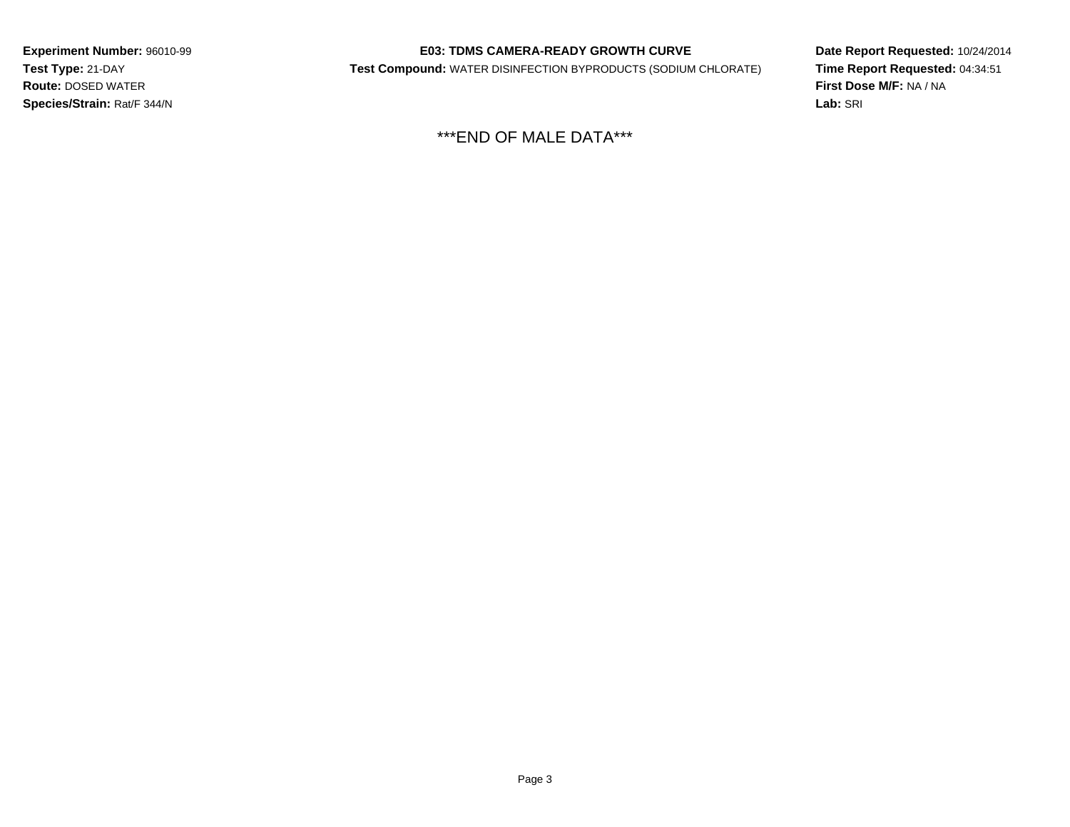**Experiment Number:** 96010-99
**Test Type:** 21-DAY
**Route:** DOSED WATER
**Species/Strain:** Rat/F 344/N

**E03: TDMS CAMERA-READY GROWTH CURVE**
**Test Compound:** WATER DISINFECTION BYPRODUCTS (SODIUM CHLORATE)

**Date Report Requested:** 10/24/2014
**Time Report Requested:** 04:34:51
**First Dose M/F:** NA / NA
**Lab:** SRI

***END OF MALE DATA***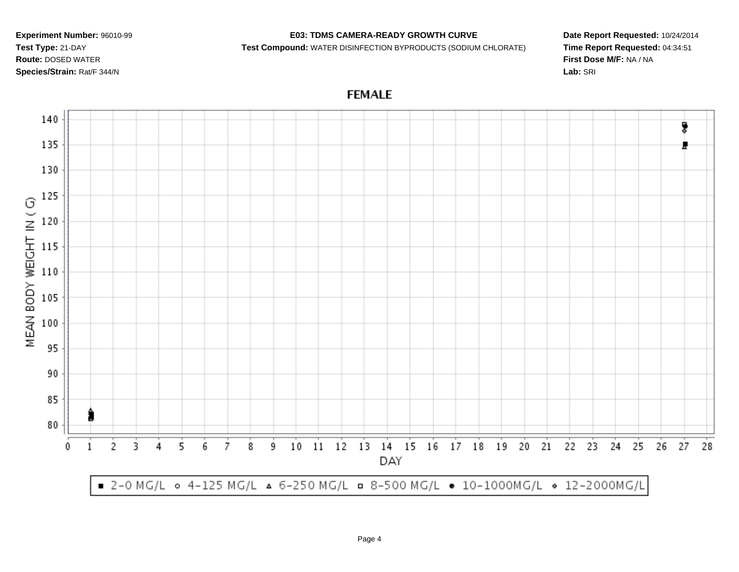**Experiment Number:** 96010-99
**Test Type:** 21-DAY
**Route:** DOSED WATER
**Species/Strain:** Rat/F 344/N

**E03: TDMS CAMERA-READY GROWTH CURVE**
**Test Compound:** WATER DISINFECTION BYPRODUCTS (SODIUM CHLORATE)

**Date Report Requested:** 10/24/2014
**Time Report Requested:** 04:34:51
**First Dose M/F:** NA / NA
**Lab:** SRI

## FEMALE

MEAN BODY WEIGHT IN ( G)

140, 135, 130, 125, 120, 115, 110, 105, 100, 95, 90, 85, 80

DAY

0 1 2 3 4 5 6 7 8 9 10 11 12 13 14 15 16 17 18 19 20 21 22 23 24 25 26 27 28

■ 2-0 MG/L ○ 4-125 MG/L ▲ 6-250 MG/L □ 8-500 MG/L ● 10-1000MG/L ◇ 12-2000MG/L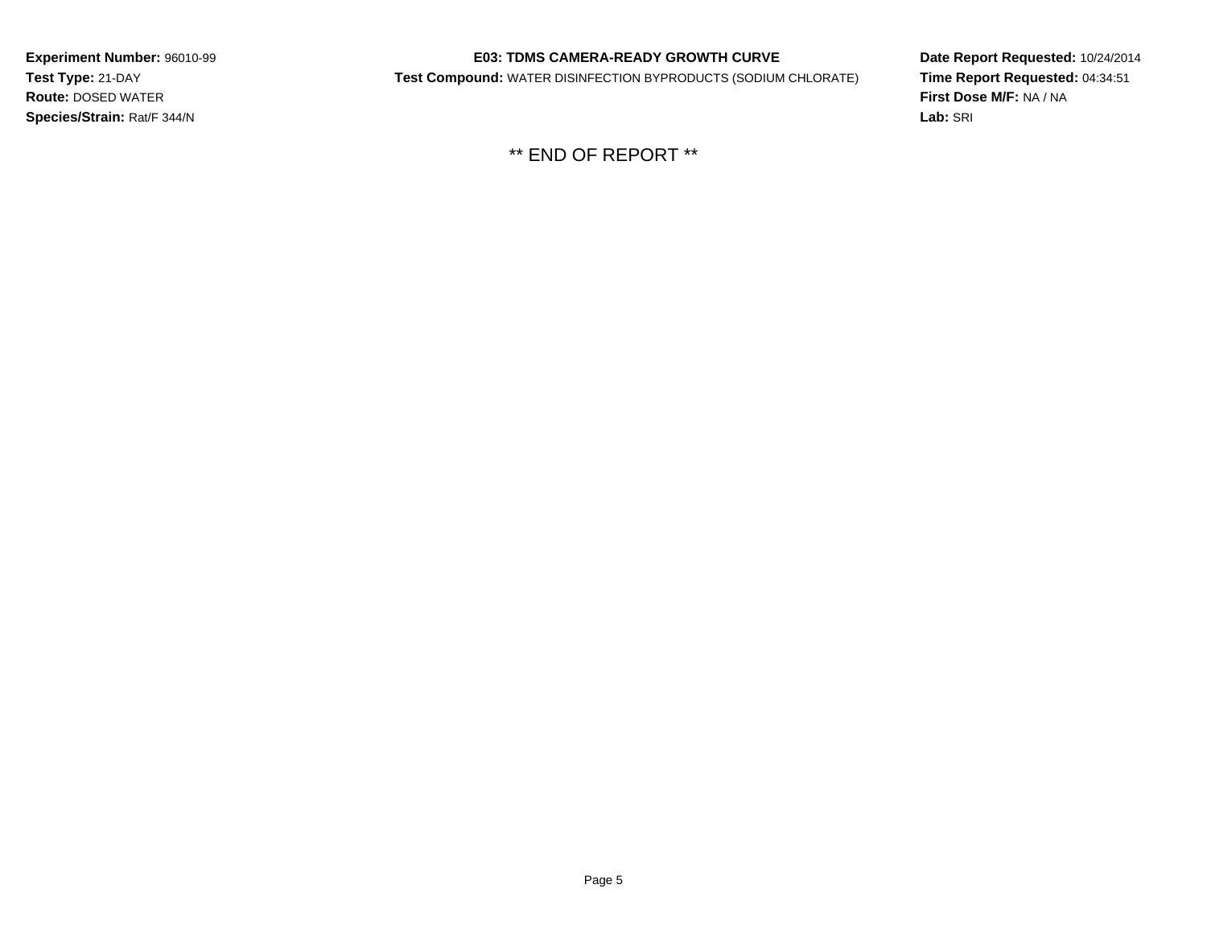**Experiment Number:** 96010-99
**Test Type:** 21-DAY
**Route:** DOSED WATER
**Species/Strain:** Rat/F 344/N

**E03: TDMS CAMERA-READY GROWTH CURVE**
**Test Compound:** WATER DISINFECTION BYPRODUCTS (SODIUM CHLORATE)

**Date Report Requested:** 10/24/2014
**Time Report Requested:** 04:34:51
**First Dose M/F:** NA / NA
**Lab:** SRI

** END OF REPORT **